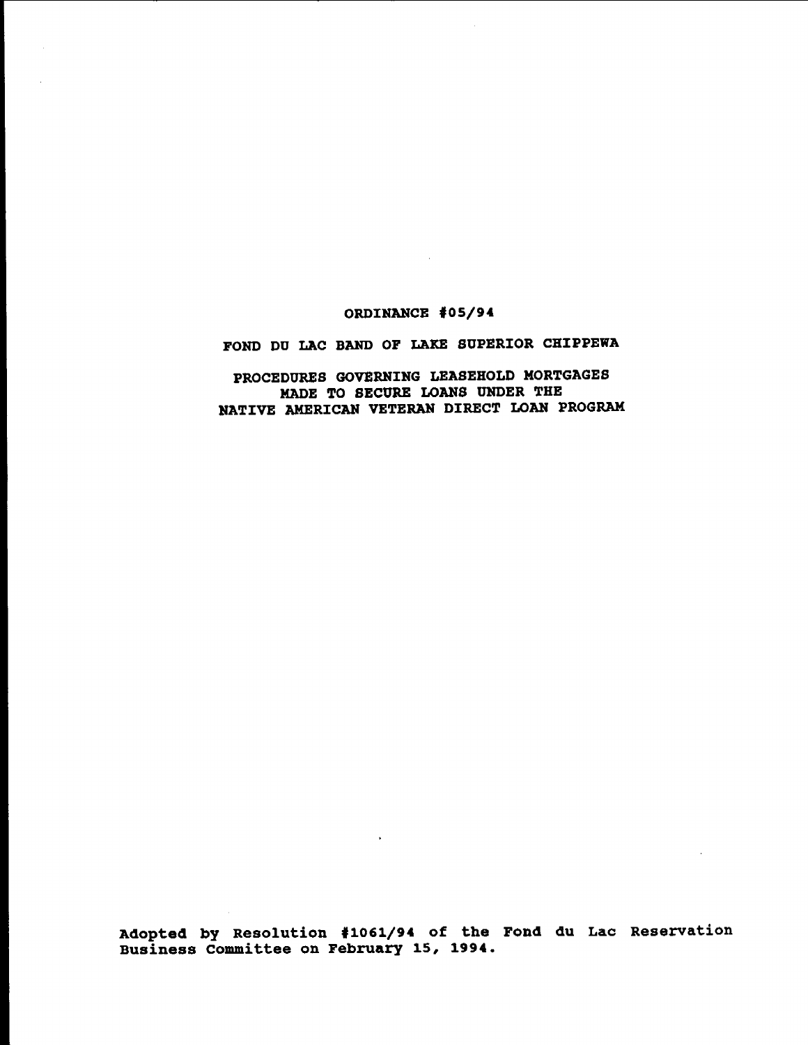# ORDINANCE #05/94

## FOND DU LAC BAND OF LAKE SUPERIOR CHIPPEWA

## PROCEDURES GOVERNING LEASEHOLD MORTGAGES MADE TO SECURE LOANS UNDER THE NATIVE AMERICAN VETERAN DIRECT LOAN PROGRAM

**Adopted by Resolution #1061/94 of the Fond du Lac Reservation Business Committee on February 15, 1994.**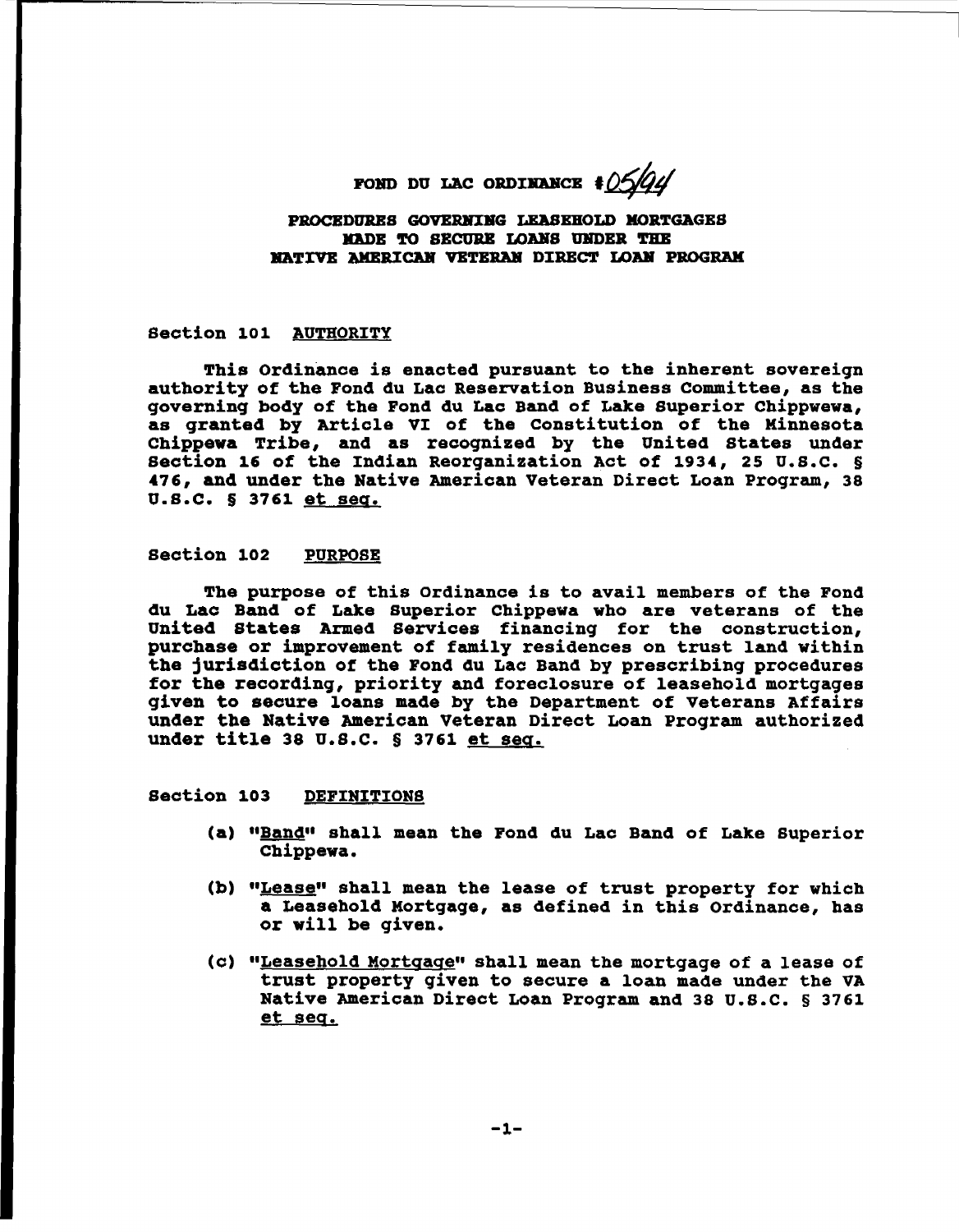# FOND DU LAC ORDINANCE #05/94

## PROCEDURES GOVERNING LEASEHOLD MORTGAGES MADE TO SECURE LOANS UNDER THE NATIVE AMERICAN VETERAN DIRECT LOAN PROGRAM

### Section 101 AUTHORITY

This Ordinance is enacted pursuant to the inherent sovereign authority of the Fond du Lac Reservation Business Committee, as the governing body of the Fond du Lac Band of Lake Superior Chippwewa, as granted by Article VI of the Constitution of the Minnesota Chippewa Tribe, and as recognized by the United States under Section 16 of the Indian Reorganization Act of 1934, 25 U.S.C. § 476, and under the Native American Veteran Direct Loan Program, 38 U.S.C. § 3761 et seq.

### Section 102 PURPOSE

The purpose of this Ordinance is to avail members of the Fond du Lac Band of Lake Superior Chippewa who are veterans of the United States Armed Services financing for the construction, purchase or improvement of family residences on trust land within the jurisdiction of the Fond du Lac Band by prescribing procedures for the recording, priority and foreclosure of leasehold mortgages given to secure loans made by the Department of Veterans Affairs under the Native American Veteran Direct Loan Program authorized under title 38 U.S.C. § 3761 et seq.

### Section 103 DEFINITIONS

(a) "Band" shall mean the Fond du Lac Band of Lake Superior Chippewa.

(b) "Lease" shall mean the lease of trust property for which a Leasehold Mortgage, as defined in this Ordinance, has or will be given.

(c) "Leasehold Mortgage" shall mean the mortgage of a lease of trust property given to secure a loan made under the VA Native American Direct Loan Program and 38 U.S.C. § 3761 et seq.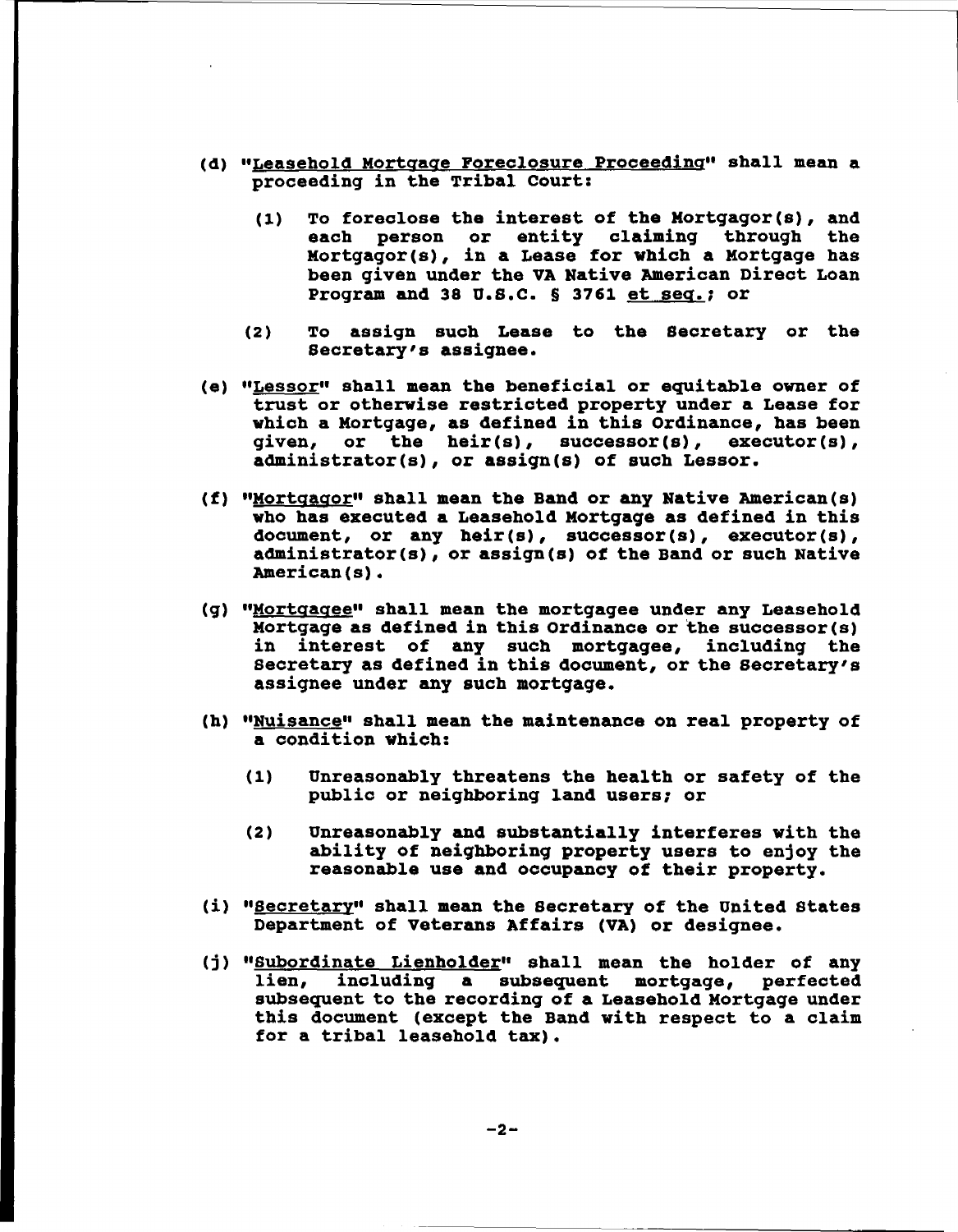(d) "<u>Leasehold Mortgage Foreclosure Proceeding</u>" shall mean a proceeding in the Tribal Court:

   (1) To foreclose the interest of the Mortgagor(s), and each person or entity claiming through the Mortgagor(s), in a Lease for which a Mortgage has been given under the VA Native American Direct Loan Program and 38 U.S.C. § 3761 <u>et seq.</u>; or

   (2) To assign such Lease to the Secretary or the Secretary's assignee.

(e) "<u>Lessor</u>" shall mean the beneficial or equitable owner of trust or otherwise restricted property under a Lease for which a Mortgage, as defined in this Ordinance, has been given, or the heir(s), successor(s), executor(s), administrator(s), or assign(s) of such Lessor.

(f) "<u>Mortgagor</u>" shall mean the Band or any Native American(s) who has executed a Leasehold Mortgage as defined in this document, or any heir(s), successor(s), executor(s), administrator(s), or assign(s) of the Band or such Native American(s).

(g) "<u>Mortgagee</u>" shall mean the mortgagee under any Leasehold Mortgage as defined in this Ordinance or the successor(s) in interest of any such mortgagee, including the Secretary as defined in this document, or the Secretary's assignee under any such mortgage.

(h) "<u>Nuisance</u>" shall mean the maintenance on real property of a condition which:

   (1) Unreasonably threatens the health or safety of the public or neighboring land users; or

   (2) Unreasonably and substantially interferes with the ability of neighboring property users to enjoy the reasonable use and occupancy of their property.

(i) "<u>Secretary</u>" shall mean the Secretary of the United States Department of Veterans Affairs (VA) or designee.

(j) "<u>Subordinate Lienholder</u>" shall mean the holder of any lien, including a subsequent mortgage, perfected subsequent to the recording of a Leasehold Mortgage under this document (except the Band with respect to a claim for a tribal leasehold tax).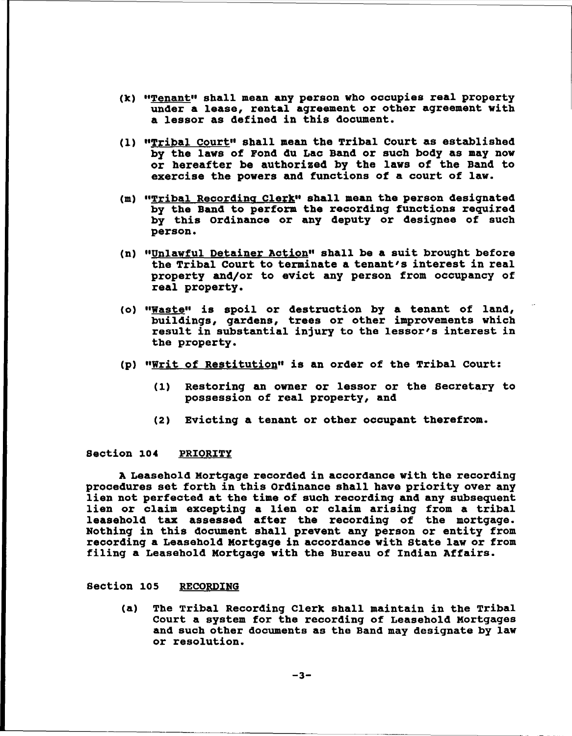(k) "Tenant" shall mean any person who occupies real property under a lease, rental agreement or other agreement with a lessor as defined in this document.

(l) "Tribal Court" shall mean the Tribal Court as established by the laws of Fond du Lac Band or such body as may now or hereafter be authorized by the laws of the Band to exercise the powers and functions of a court of law.

(m) "Tribal Recording Clerk" shall mean the person designated by the Band to perform the recording functions required by this Ordinance or any deputy or designee of such person.

(n) "Unlawful Detainer Action" shall be a suit brought before the Tribal Court to terminate a tenant's interest in real property and/or to evict any person from occupancy of real property.

(o) "Waste" is spoil or destruction by a tenant of land, buildings, gardens, trees or other improvements which result in substantial injury to the lessor's interest in the property.

(p) "Writ of Restitution" is an order of the Tribal Court:

(1) Restoring an owner or lessor or the Secretary to possession of real property, and

(2) Evicting a tenant or other occupant therefrom.

Section 104 PRIORITY

A Leasehold Mortgage recorded in accordance with the recording procedures set forth in this Ordinance shall have priority over any lien not perfected at the time of such recording and any subsequent lien or claim excepting a lien or claim arising from a tribal leasehold tax assessed after the recording of the mortgage. Nothing in this document shall prevent any person or entity from recording a Leasehold Mortgage in accordance with State law or from filing a Leasehold Mortgage with the Bureau of Indian Affairs.

Section 105 RECORDING

(a) The Tribal Recording Clerk shall maintain in the Tribal Court a system for the recording of Leasehold Mortgages and such other documents as the Band may designate by law or resolution.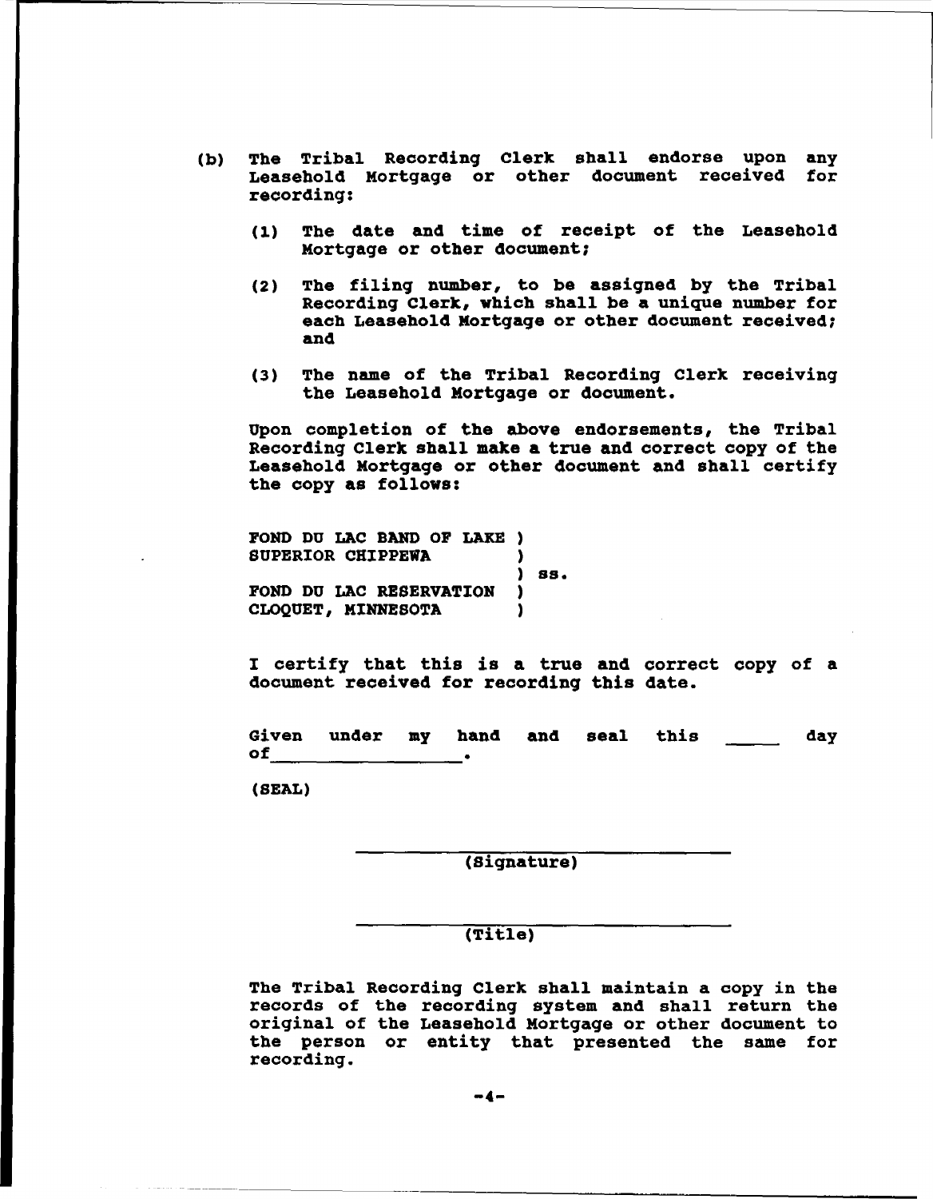(b) The Tribal Recording Clerk shall endorse upon any Leasehold Mortgage or other document received for recording:

   (1) The date and time of receipt of the Leasehold Mortgage or other document;

   (2) The filing number, to be assigned by the Tribal Recording Clerk, which shall be a unique number for each Leasehold Mortgage or other document received; and

   (3) The name of the Tribal Recording Clerk receiving the Leasehold Mortgage or document.

   Upon completion of the above endorsements, the Tribal Recording Clerk shall make a true and correct copy of the Leasehold Mortgage or other document and shall certify the copy as follows:

   FOND DU LAC BAND OF LAKE )
   SUPERIOR CHIPPEWA )
   ) ss.
   FOND DU LAC RESERVATION )
   CLOQUET, MINNESOTA )

   I certify that this is a true and correct copy of a document received for recording this date.

   Given under my hand and seal this _____ day of_______________.

   (SEAL)

   ______________________________
   (Signature)

   ______________________________
   (Title)

   The Tribal Recording Clerk shall maintain a copy in the records of the recording system and shall return the original of the Leasehold Mortgage or other document to the person or entity that presented the same for recording.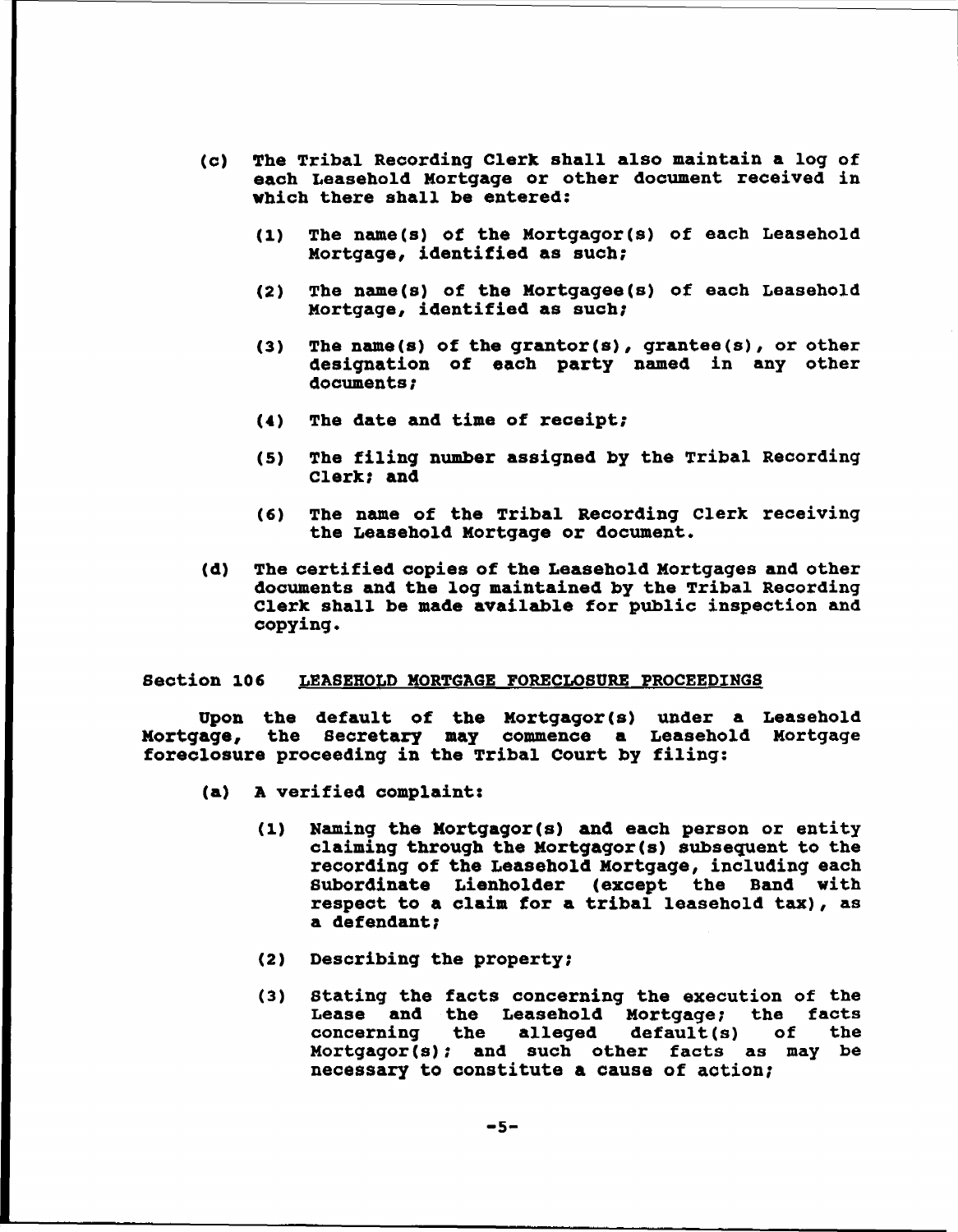(c) The Tribal Recording Clerk shall also maintain a log of each Leasehold Mortgage or other document received in which there shall be entered:

   (1) The name(s) of the Mortgagor(s) of each Leasehold Mortgage, identified as such;

   (2) The name(s) of the Mortgagee(s) of each Leasehold Mortgage, identified as such;

   (3) The name(s) of the grantor(s), grantee(s), or other designation of each party named in any other documents;

   (4) The date and time of receipt;

   (5) The filing number assigned by the Tribal Recording Clerk; and

   (6) The name of the Tribal Recording Clerk receiving the Leasehold Mortgage or document.

(d) The certified copies of the Leasehold Mortgages and other documents and the log maintained by the Tribal Recording Clerk shall be made available for public inspection and copying.

## Section 106 LEASEHOLD MORTGAGE FORECLOSURE PROCEEDINGS

Upon the default of the Mortgagor(s) under a Leasehold Mortgage, the Secretary may commence a Leasehold Mortgage foreclosure proceeding in the Tribal Court by filing:

(a) A verified complaint:

   (1) Naming the Mortgagor(s) and each person or entity claiming through the Mortgagor(s) subsequent to the recording of the Leasehold Mortgage, including each Subordinate Lienholder (except the Band with respect to a claim for a tribal leasehold tax), as a defendant;

   (2) Describing the property;

   (3) Stating the facts concerning the execution of the Lease and the Leasehold Mortgage; the facts concerning the alleged default(s) of the Mortgagor(s); and such other facts as may be necessary to constitute a cause of action;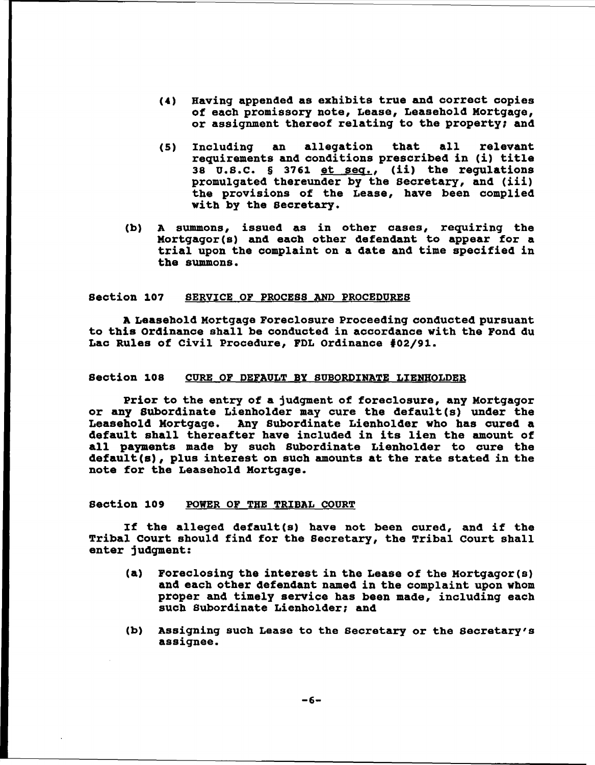(4) Having appended as exhibits true and correct copies of each promissory note, Lease, Leasehold Mortgage, or assignment thereof relating to the property; and

(5) Including an allegation that all relevant requirements and conditions prescribed in (i) title 38 U.S.C. § 3761 <u>et seq.</u>, (ii) the regulations promulgated thereunder by the Secretary, and (iii) the provisions of the Lease, have been complied with by the Secretary.

(b) A summons, issued as in other cases, requiring the Mortgagor(s) and each other defendant to appear for a trial upon the complaint on a date and time specified in the summons.

### Section 107 SERVICE OF PROCESS AND PROCEDURES

A Leasehold Mortgage Foreclosure Proceeding conducted pursuant to this Ordinance shall be conducted in accordance with the Fond du Lac Rules of Civil Procedure, FDL Ordinance #02/91.

### Section 108 CURE OF DEFAULT BY SUBORDINATE LIENHOLDER

Prior to the entry of a judgment of foreclosure, any Mortgagor or any Subordinate Lienholder may cure the default(s) under the Leasehold Mortgage. Any Subordinate Lienholder who has cured a default shall thereafter have included in its lien the amount of all payments made by such Subordinate Lienholder to cure the default(s), plus interest on such amounts at the rate stated in the note for the Leasehold Mortgage.

### Section 109 POWER OF THE TRIBAL COURT

If the alleged default(s) have not been cured, and if the Tribal Court should find for the Secretary, the Tribal Court shall enter judgment:

(a) Foreclosing the interest in the Lease of the Mortgagor(s) and each other defendant named in the complaint upon whom proper and timely service has been made, including each such Subordinate Lienholder; and

(b) Assigning such Lease to the Secretary or the Secretary's assignee.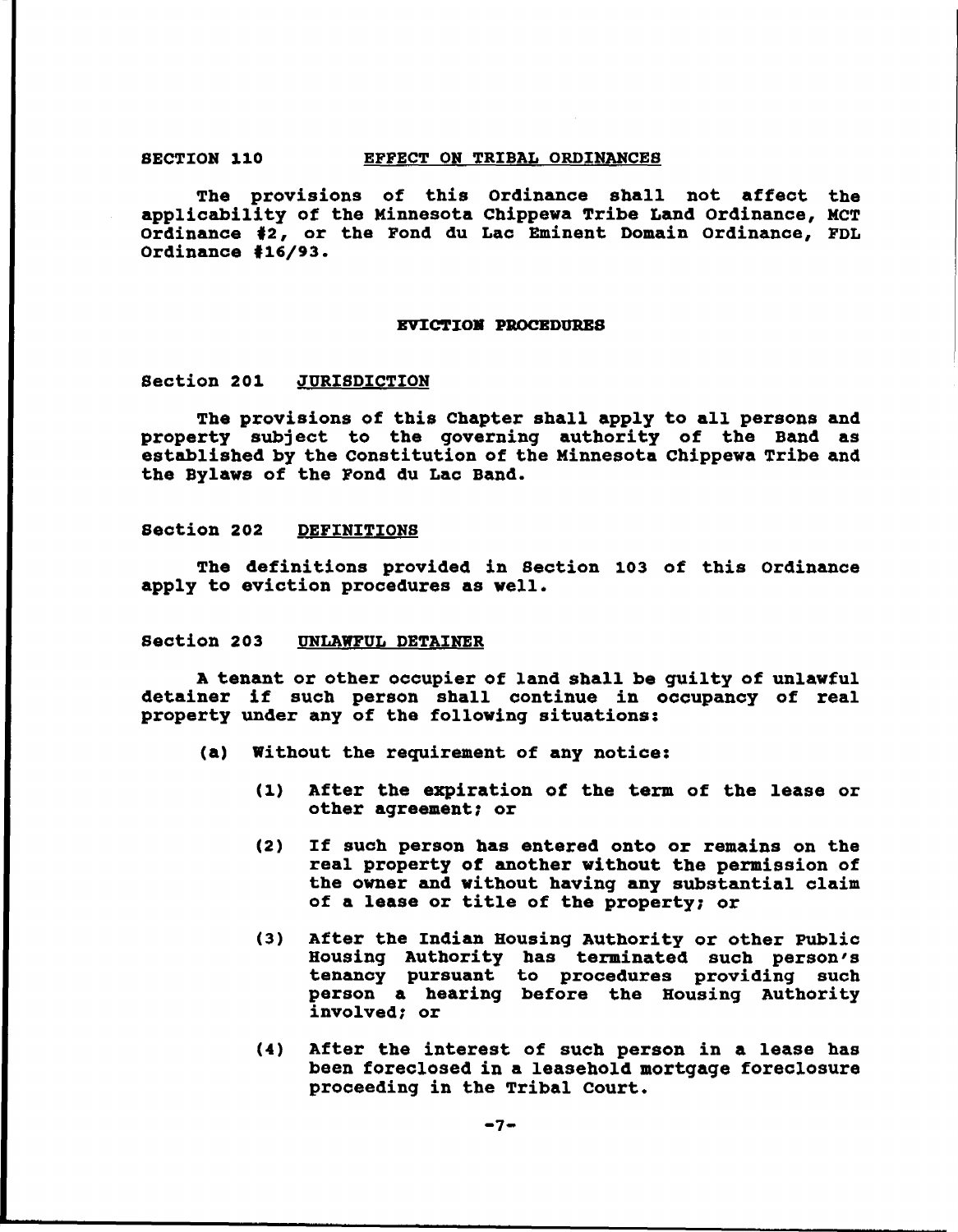## SECTION 110 EFFECT ON TRIBAL ORDINANCES

The provisions of this Ordinance shall not affect the applicability of the Minnesota Chippewa Tribe Land Ordinance, MCT Ordinance #2, or the Fond du Lac Eminent Domain Ordinance, FDL Ordinance #16/93.

# EVICTION PROCEDURES

## Section 201 JURISDICTION

The provisions of this Chapter shall apply to all persons and property subject to the governing authority of the Band as established by the Constitution of the Minnesota Chippewa Tribe and the Bylaws of the Fond du Lac Band.

## Section 202 DEFINITIONS

The definitions provided in Section 103 of this Ordinance apply to eviction procedures as well.

## Section 203 UNLAWFUL DETAINER

A tenant or other occupier of land shall be guilty of unlawful detainer if such person shall continue in occupancy of real property under any of the following situations:

(a) Without the requirement of any notice:

(1) After the expiration of the term of the lease or other agreement; or

(2) If such person has entered onto or remains on the real property of another without the permission of the owner and without having any substantial claim of a lease or title of the property; or

(3) After the Indian Housing Authority or other Public Housing Authority has terminated such person's tenancy pursuant to procedures providing such person a hearing before the Housing Authority involved; or

(4) After the interest of such person in a lease has been foreclosed in a leasehold mortgage foreclosure proceeding in the Tribal Court.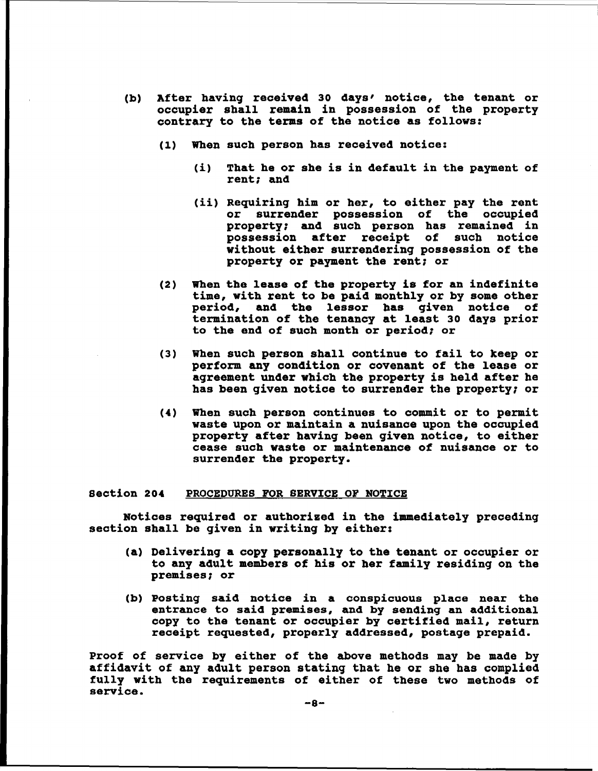(b) After having received 30 days' notice, the tenant or occupier shall remain in possession of the property contrary to the terms of the notice as follows:

   (1) When such person has received notice:

      (i) That he or she is in default in the payment of rent; and

      (ii) Requiring him or her, to either pay the rent or surrender possession of the occupied property; and such person has remained in possession after receipt of such notice without either surrendering possession of the property or payment the rent; or

   (2) When the lease of the property is for an indefinite time, with rent to be paid monthly or by some other period, and the lessor has given notice of termination of the tenancy at least 30 days prior to the end of such month or period; or

   (3) When such person shall continue to fail to keep or perform any condition or covenant of the lease or agreement under which the property is held after he has been given notice to surrender the property; or

   (4) When such person continues to commit or to permit waste upon or maintain a nuisance upon the occupied property after having been given notice, to either cease such waste or maintenance of nuisance or to surrender the property.

## Section 204 PROCEDURES FOR SERVICE OF NOTICE

Notices required or authorized in the immediately preceding section shall be given in writing by either:

(a) Delivering a copy personally to the tenant or occupier or to any adult members of his or her family residing on the premises; or

(b) Posting said notice in a conspicuous place near the entrance to said premises, and by sending an additional copy to the tenant or occupier by certified mail, return receipt requested, properly addressed, postage prepaid.

Proof of service by either of the above methods may be made by affidavit of any adult person stating that he or she has complied fully with the requirements of either of these two methods of service.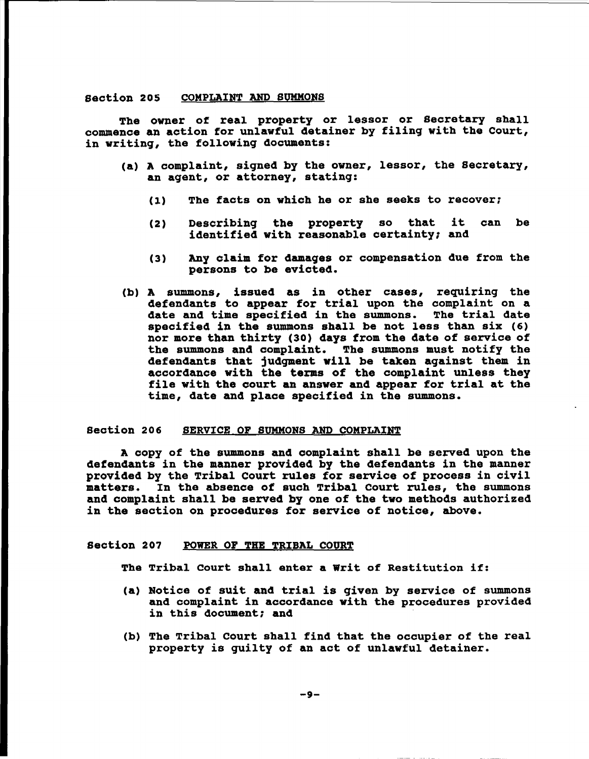## Section 205 COMPLAINT AND SUMMONS

The owner of real property or lessor or Secretary shall commence an action for unlawful detainer by filing with the Court, in writing, the following documents:

(a) A complaint, signed by the owner, lessor, the Secretary, an agent, or attorney, stating:

(1) The facts on which he or she seeks to recover;

(2) Describing the property so that it can be identified with reasonable certainty; and

(3) Any claim for damages or compensation due from the persons to be evicted.

(b) A summons, issued as in other cases, requiring the defendants to appear for trial upon the complaint on a date and time specified in the summons. The trial date specified in the summons shall be not less than six (6) nor more than thirty (30) days from the date of service of the summons and complaint. The summons must notify the defendants that judgment will be taken against them in accordance with the terms of the complaint unless they file with the court an answer and appear for trial at the time, date and place specified in the summons.

## Section 206 SERVICE OF SUMMONS AND COMPLAINT

A copy of the summons and complaint shall be served upon the defendants in the manner provided by the defendants in the manner provided by the Tribal Court rules for service of process in civil matters. In the absence of such Tribal Court rules, the summons and complaint shall be served by one of the two methods authorized in the section on procedures for service of notice, above.

## Section 207 POWER OF THE TRIBAL COURT

The Tribal Court shall enter a Writ of Restitution if:

(a) Notice of suit and trial is given by service of summons and complaint in accordance with the procedures provided in this document; and

(b) The Tribal Court shall find that the occupier of the real property is guilty of an act of unlawful detainer.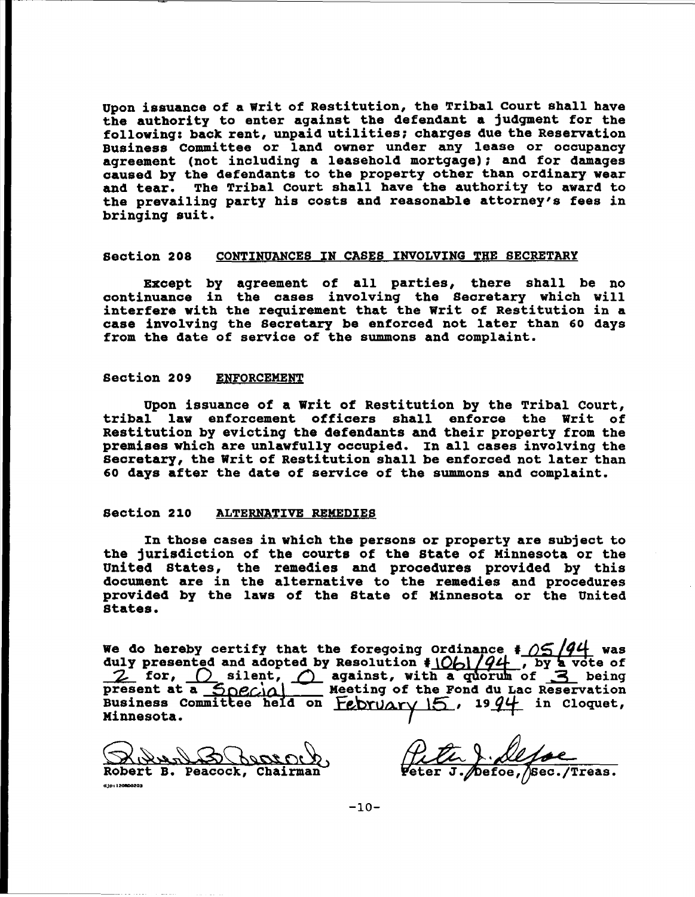Upon issuance of a Writ of Restitution, the Tribal Court shall have the authority to enter against the defendant a judgment for the following: back rent, unpaid utilities; charges due the Reservation Business Committee or land owner under any lease or occupancy agreement (not including a leasehold mortgage); and for damages caused by the defendants to the property other than ordinary wear and tear. The Tribal Court shall have the authority to award to the prevailing party his costs and reasonable attorney's fees in bringing suit.

## Section 208 CONTINUANCES IN CASES INVOLVING THE SECRETARY

Except by agreement of all parties, there shall be no continuance in the cases involving the Secretary which will interfere with the requirement that the Writ of Restitution in a case involving the Secretary be enforced not later than 60 days from the date of service of the summons and complaint.

## Section 209 ENFORCEMENT

Upon issuance of a Writ of Restitution by the Tribal Court, tribal law enforcement officers shall enforce the Writ of Restitution by evicting the defendants and their property from the premises which are unlawfully occupied. In all cases involving the Secretary, the Writ of Restitution shall be enforced not later than 60 days after the date of service of the summons and complaint.

## Section 210 ALTERNATIVE REMEDIES

In those cases in which the persons or property are subject to the jurisdiction of the courts of the State of Minnesota or the United States, the remedies and procedures provided by this document are in the alternative to the remedies and procedures provided by the laws of the State of Minnesota or the United States.

We do hereby certify that the foregoing Ordinance # 05/94 was duly presented and adopted by Resolution # 1061/94, by a vote of 2 for, 0 silent, 0 against, with a quorum of 3 being present at a Special Meeting of the Fond du Lac Reservation Business Committee held on February 15, 1994 in Cloquet, Minnesota.

Robert B. Peacock, Chairman

Peter J. Defoe, Sec./Treas.

djp:120800203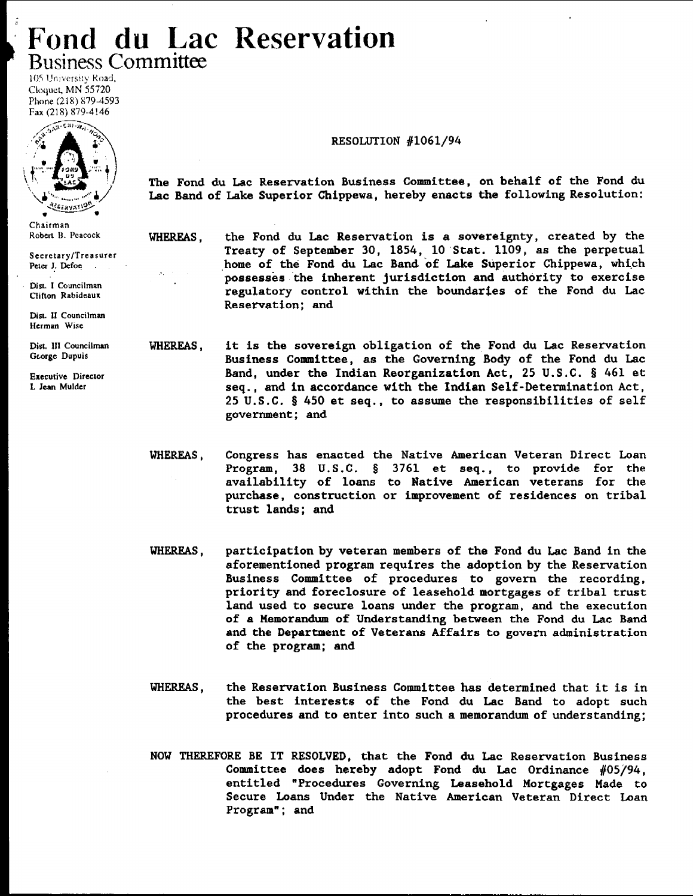# Fond du Lac Reservation

Business Committee

105 University Road,
Cloquet, MN 55720
Phone (218) 879-4593
Fax (218) 879-4146

Chairman
Robert B. Peacock

Secretary/Treasurer
Peter J. Defoe

Dist. I Councilman
Clifton Rabideaux

Dist. II Councilman
Herman Wise

Dist. III Councilman
George Dupuis

Executive Director
L. Jean Mulder

RESOLUTION #1061/94

**The Fond du Lac Reservation Business Committee, on behalf of the Fond du Lac Band of Lake Superior Chippewa, hereby enacts the following Resolution:**

**WHEREAS,** the Fond du Lac Reservation is a sovereignty, created by the Treaty of September 30, 1854, 10 Stat. 1109, as the perpetual home of the Fond du Lac Band of Lake Superior Chippewa, which possesses the inherent jurisdiction and authority to exercise regulatory control within the boundaries of the Fond du Lac Reservation; and

**WHEREAS,** it is the sovereign obligation of the Fond du Lac Reservation Business Committee, as the Governing Body of the Fond du Lac Band, under the Indian Reorganization Act, 25 U.S.C. § 461 et seq., and in accordance with the Indian Self-Determination Act, 25 U.S.C. § 450 et seq., to assume the responsibilities of self government; and

**WHEREAS,** Congress has enacted the Native American Veteran Direct Loan Program, 38 U.S.C. § 3761 et seq., to provide for the availability of loans to Native American veterans for the purchase, construction or improvement of residences on tribal trust lands; and

**WHEREAS,** participation by veteran members of the Fond du Lac Band in the aforementioned program requires the adoption by the Reservation Business Committee of procedures to govern the recording, priority and foreclosure of leasehold mortgages of tribal trust land used to secure loans under the program, and the execution of a Memorandum of Understanding between the Fond du Lac Band and the Department of Veterans Affairs to govern administration of the program; and

**WHEREAS,** the Reservation Business Committee has determined that it is in the best interests of the Fond du Lac Band to adopt such procedures and to enter into such a memorandum of understanding;

**NOW THEREFORE BE IT RESOLVED,** that the Fond du Lac Reservation Business Committee does hereby adopt Fond du Lac Ordinance #05/94, entitled "Procedures Governing Leasehold Mortgages Made to Secure Loans Under the Native American Veteran Direct Loan Program"; and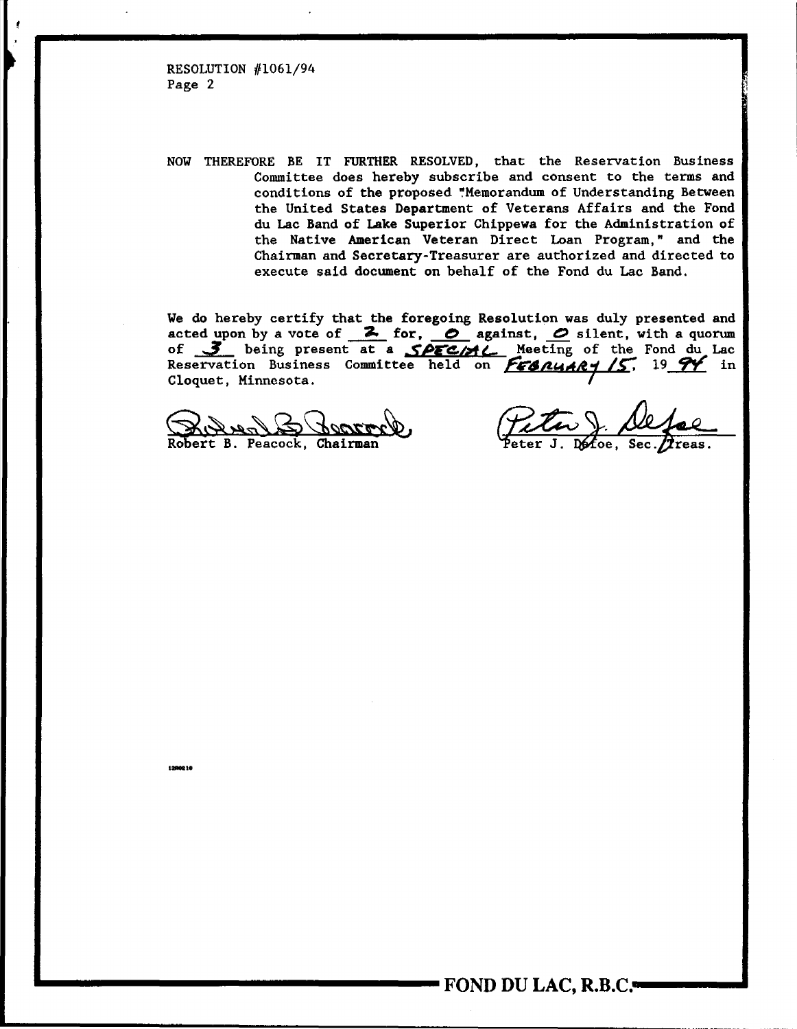RESOLUTION #1061/94
Page 2

NOW THEREFORE BE IT FURTHER RESOLVED, that the Reservation Business Committee does hereby subscribe and consent to the terms and conditions of the proposed "Memorandum of Understanding Between the United States Department of Veterans Affairs and the Fond du Lac Band of Lake Superior Chippewa for the Administration of the Native American Veteran Direct Loan Program," and the Chairman and Secretary-Treasurer are authorized and directed to execute said document on behalf of the Fond du Lac Band.

We do hereby certify that the foregoing Resolution was duly presented and acted upon by a vote of 2 for, 0 against, 0 silent, with a quorum of 3 being present at a SPECIAL Meeting of the Fond du Lac Reservation Business Committee held on FEBRUARY 15, 19 94 in Cloquet, Minnesota.

Robert B. Peacock, Chairman

Peter J. Defoe, Sec./Treas.

FOND DU LAC, R.B.C.